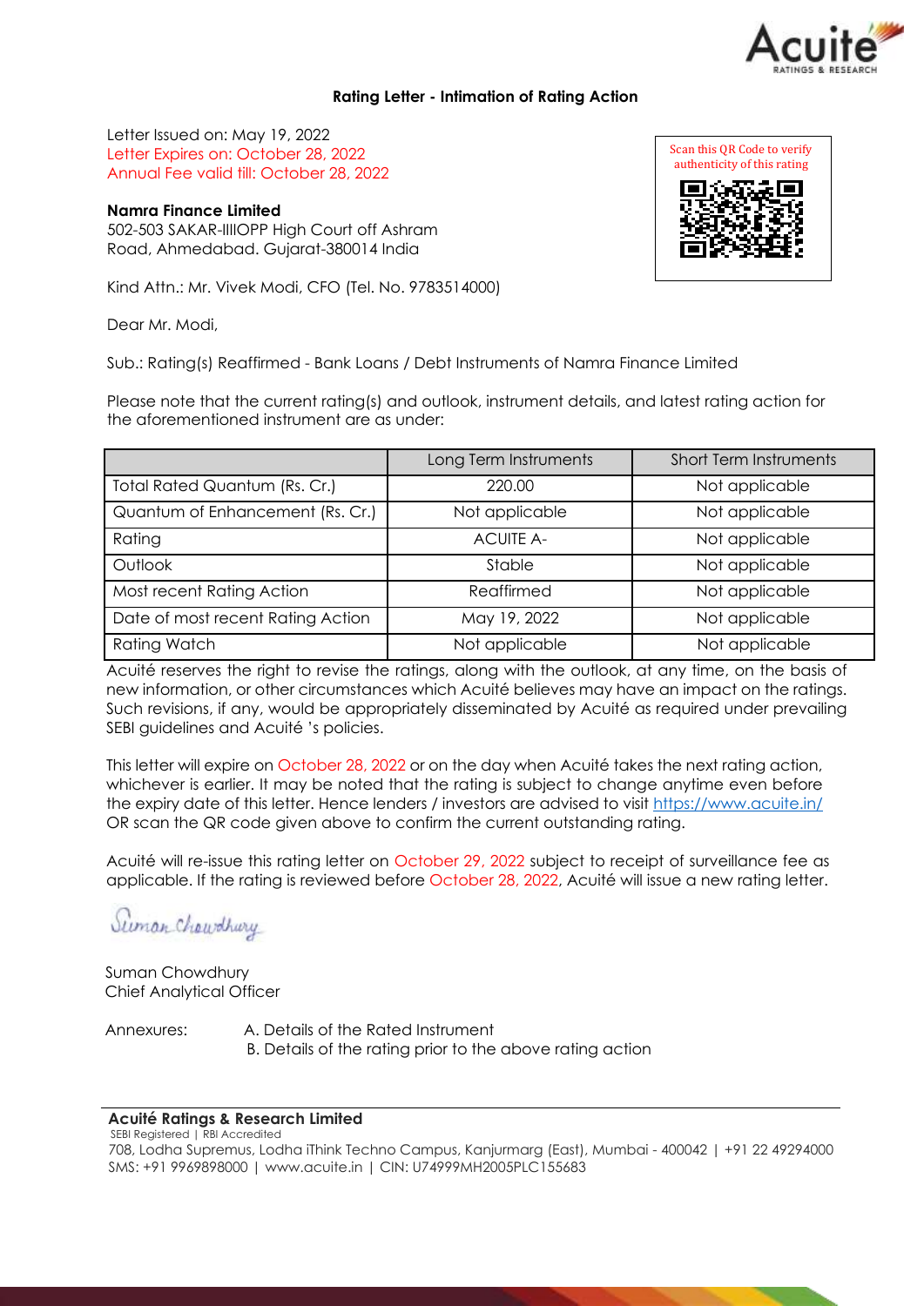## Rating Letter - Intimation of Rating Action

Letter Issued on: May 19, 2022
Letter Expires on: October 28, 2022
Annual Fee valid till: October 28, 2022

**Namra Finance Limited**
502-503 SAKAR-IIIOPP High Court off Ashram
Road, Ahmedabad. Gujarat-380014 India

Scan this QR Code to verify authenticity of this rating

Kind Attn.: Mr. Vivek Modi, CFO (Tel. No. 9783514000)

Dear Mr. Modi,

Sub.: Rating(s) Reaffirmed - Bank Loans / Debt Instruments of Namra Finance Limited

Please note that the current rating(s) and outlook, instrument details, and latest rating action for the aforementioned instrument are as under:

| | Long Term Instruments | Short Term Instruments |
|---|---|---|
| Total Rated Quantum (Rs. Cr.) | 220.00 | Not applicable |
| Quantum of Enhancement (Rs. Cr.) | Not applicable | Not applicable |
| Rating | ACUITE A- | Not applicable |
| Outlook | Stable | Not applicable |
| Most recent Rating Action | Reaffirmed | Not applicable |
| Date of most recent Rating Action | May 19, 2022 | Not applicable |
| Rating Watch | Not applicable | Not applicable |

Acuité reserves the right to revise the ratings, along with the outlook, at any time, on the basis of new information, or other circumstances which Acuité believes may have an impact on the ratings. Such revisions, if any, would be appropriately disseminated by Acuité as required under prevailing SEBI guidelines and Acuité 's policies.

This letter will expire on October 28, 2022 or on the day when Acuité takes the next rating action, whichever is earlier. It may be noted that the rating is subject to change anytime even before the expiry date of this letter. Hence lenders / investors are advised to visit https://www.acuite.in/ OR scan the QR code given above to confirm the current outstanding rating.

Acuité will re-issue this rating letter on October 29, 2022 subject to receipt of surveillance fee as applicable. If the rating is reviewed before October 28, 2022, Acuité will issue a new rating letter.

Suman Chowdhury
Chief Analytical Officer

Annexures: A. Details of the Rated Instrument
B. Details of the rating prior to the above rating action

**Acuité Ratings & Research Limited**
SEBI Registered | RBI Accredited
708, Lodha Supremus, Lodha iThink Techno Campus, Kanjurmarg (East), Mumbai - 400042 | +91 22 49294000
SMS: +91 9969898000 | www.acuite.in | CIN: U74999MH2005PLC155683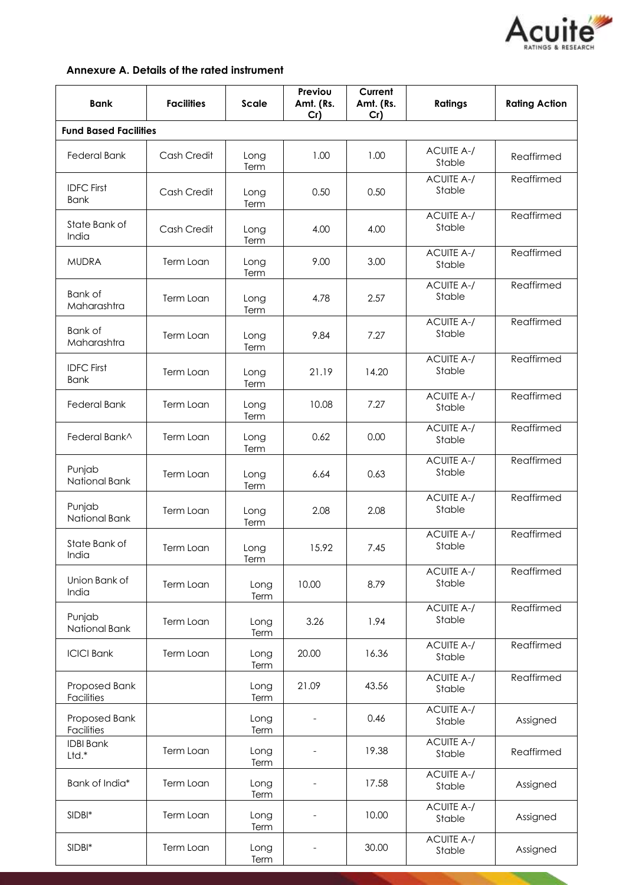## Annexure A. Details of the rated instrument

| Bank | Facilities | Scale | Previou Amt. (Rs. Cr) | Current Amt. (Rs. Cr) | Ratings | Rating Action |
|---|---|---|---|---|---|---|
| **Fund Based Facilities** | | | | | | |
| Federal Bank | Cash Credit | Long Term | 1.00 | 1.00 | ACUITE A-/ Stable | Reaffirmed |
| IDFC First Bank | Cash Credit | Long Term | 0.50 | 0.50 | ACUITE A-/ Stable | Reaffirmed |
| State Bank of India | Cash Credit | Long Term | 4.00 | 4.00 | ACUITE A-/ Stable | Reaffirmed |
| MUDRA | Term Loan | Long Term | 9.00 | 3.00 | ACUITE A-/ Stable | Reaffirmed |
| Bank of Maharashtra | Term Loan | Long Term | 4.78 | 2.57 | ACUITE A-/ Stable | Reaffirmed |
| Bank of Maharashtra | Term Loan | Long Term | 9.84 | 7.27 | ACUITE A-/ Stable | Reaffirmed |
| IDFC First Bank | Term Loan | Long Term | 21.19 | 14.20 | ACUITE A-/ Stable | Reaffirmed |
| Federal Bank | Term Loan | Long Term | 10.08 | 7.27 | ACUITE A-/ Stable | Reaffirmed |
| Federal Bank^ | Term Loan | Long Term | 0.62 | 0.00 | ACUITE A-/ Stable | Reaffirmed |
| Punjab National Bank | Term Loan | Long Term | 6.64 | 0.63 | ACUITE A-/ Stable | Reaffirmed |
| Punjab National Bank | Term Loan | Long Term | 2.08 | 2.08 | ACUITE A-/ Stable | Reaffirmed |
| State Bank of India | Term Loan | Long Term | 15.92 | 7.45 | ACUITE A-/ Stable | Reaffirmed |
| Union Bank of India | Term Loan | Long Term | 10.00 | 8.79 | ACUITE A-/ Stable | Reaffirmed |
| Punjab National Bank | Term Loan | Long Term | 3.26 | 1.94 | ACUITE A-/ Stable | Reaffirmed |
| ICICI Bank | Term Loan | Long Term | 20.00 | 16.36 | ACUITE A-/ Stable | Reaffirmed |
| Proposed Bank Facilities | | Long Term | 21.09 | 43.56 | ACUITE A-/ Stable | Reaffirmed |
| Proposed Bank Facilities | | Long Term | - | 0.46 | ACUITE A-/ Stable | Assigned |
| IDBI Bank Ltd.* | Term Loan | Long Term | - | 19.38 | ACUITE A-/ Stable | Reaffirmed |
| Bank of India* | Term Loan | Long Term | - | 17.58 | ACUITE A-/ Stable | Assigned |
| SIDBI* | Term Loan | Long Term | - | 10.00 | ACUITE A-/ Stable | Assigned |
| SIDBI* | Term Loan | Long Term | - | 30.00 | ACUITE A-/ Stable | Assigned |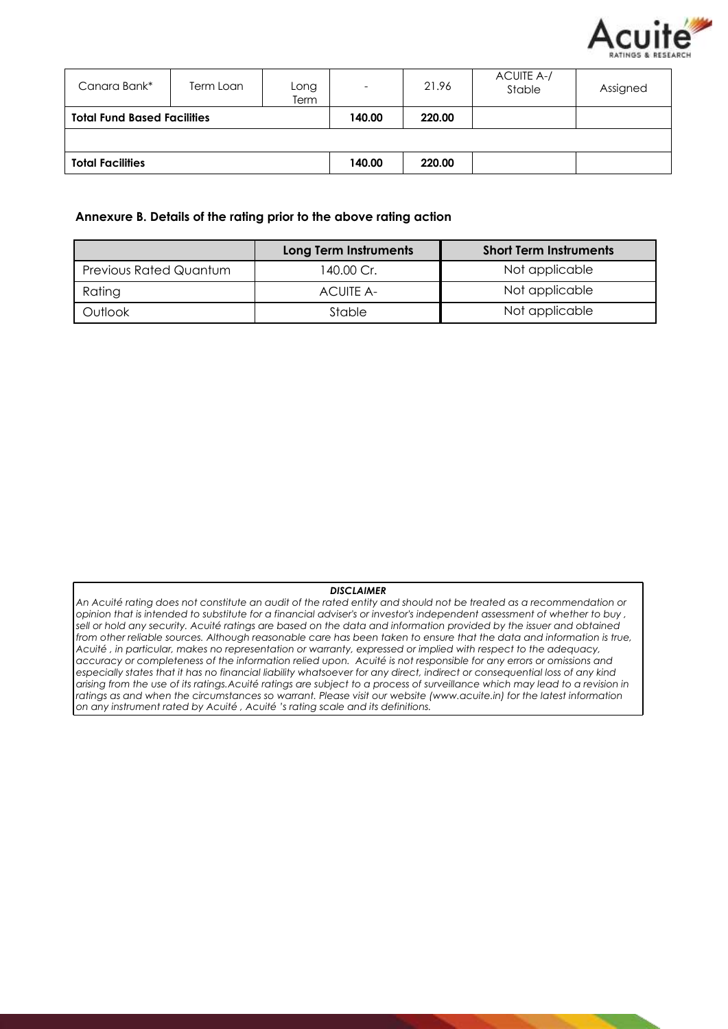| | | | | | | |
|---|---|---|---|---|---|---|
| Canara Bank* | Term Loan | Long Term | - | 21.96 | ACUITE A-/ Stable | Assigned |
| **Total Fund Based Facilities** | | | **140.00** | **220.00** | | |
| | | | | | | |
| **Total Facilities** | | | **140.00** | **220.00** | | |

**Annexure B. Details of the rating prior to the above rating action**

| | Long Term Instruments | Short Term Instruments |
|---|---|---|
| Previous Rated Quantum | 140.00 Cr. | Not applicable |
| Rating | ACUITE A- | Not applicable |
| Outlook | Stable | Not applicable |

***DISCLAIMER***

*An Acuité rating does not constitute an audit of the rated entity and should not be treated as a recommendation or opinion that is intended to substitute for a financial adviser's or investor's independent assessment of whether to buy , sell or hold any security. Acuité ratings are based on the data and information provided by the issuer and obtained from other reliable sources. Although reasonable care has been taken to ensure that the data and information is true, Acuité , in particular, makes no representation or warranty, expressed or implied with respect to the adequacy, accuracy or completeness of the information relied upon. Acuité is not responsible for any errors or omissions and especially states that it has no financial liability whatsoever for any direct, indirect or consequential loss of any kind arising from the use of its ratings.Acuité ratings are subject to a process of surveillance which may lead to a revision in ratings as and when the circumstances so warrant. Please visit our website (www.acuite.in) for the latest information on any instrument rated by Acuité , Acuité 's rating scale and its definitions.*